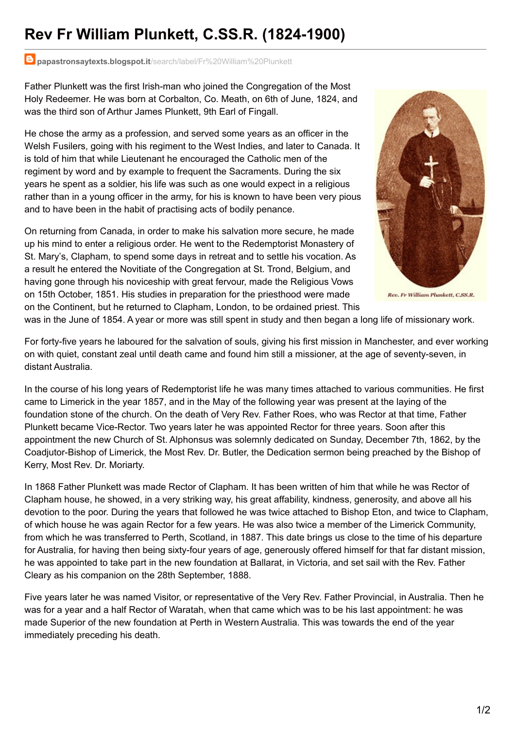# Rev Fr William Plunkett, C.SS.R. (1824-1900)

papastronsaytexts.blogspot.it/search/label/Fr%20William%20Plunkett

Father Plunkett was the first Irish-man who joined the Congregation of the Most Holy Redeemer. He was born at Corbalton, Co. Meath, on 6th of June, 1824, and was the third son of Arthur James Plunkett, 9th Earl of Fingall.

He chose the army as a profession, and served some years as an officer in the Welsh Fusilers, going with his regiment to the West Indies, and later to Canada. It is told of him that while Lieutenant he encouraged the Catholic men of the regiment by word and by example to frequent the Sacraments. During the six years he spent as a soldier, his life was such as one would expect in a religious rather than in a young officer in the army, for his is known to have been very pious and to have been in the habit of practising acts of bodily penance.

On returning from Canada, in order to make his salvation more secure, he made up his mind to enter a religious order. He went to the Redemptorist Monastery of St. Mary's, Clapham, to spend some days in retreat and to settle his vocation. As a result he entered the Novitiate of the Congregation at St. Trond, Belgium, and having gone through his noviceship with great fervour, made the Religious Vows on 15th October, 1851. His studies in preparation for the priesthood were made on the Continent, but he returned to Clapham, London, to be ordained priest. This was in the June of 1854. A year or more was still spent in study and then began a long life of missionary work.

Rev. Fr William Plunkett, C.SS.R.

For forty-five years he laboured for the salvation of souls, giving his first mission in Manchester, and ever working on with quiet, constant zeal until death came and found him still a missioner, at the age of seventy-seven, in distant Australia.

In the course of his long years of Redemptorist life he was many times attached to various communities. He first came to Limerick in the year 1857, and in the May of the following year was present at the laying of the foundation stone of the church. On the death of Very Rev. Father Roes, who was Rector at that time, Father Plunkett became Vice-Rector. Two years later he was appointed Rector for three years. Soon after this appointment the new Church of St. Alphonsus was solemnly dedicated on Sunday, December 7th, 1862, by the Coadjutor-Bishop of Limerick, the Most Rev. Dr. Butler, the Dedication sermon being preached by the Bishop of Kerry, Most Rev. Dr. Moriarty.

In 1868 Father Plunkett was made Rector of Clapham. It has been written of him that while he was Rector of Clapham house, he showed, in a very striking way, his great affability, kindness, generosity, and above all his devotion to the poor. During the years that followed he was twice attached to Bishop Eton, and twice to Clapham, of which house he was again Rector for a few years. He was also twice a member of the Limerick Community, from which he was transferred to Perth, Scotland, in 1887. This date brings us close to the time of his departure for Australia, for having then being sixty-four years of age, generously offered himself for that far distant mission, he was appointed to take part in the new foundation at Ballarat, in Victoria, and set sail with the Rev. Father Cleary as his companion on the 28th September, 1888.

Five years later he was named Visitor, or representative of the Very Rev. Father Provincial, in Australia. Then he was for a year and a half Rector of Waratah, when that came which was to be his last appointment: he was made Superior of the new foundation at Perth in Western Australia. This was towards the end of the year immediately preceding his death.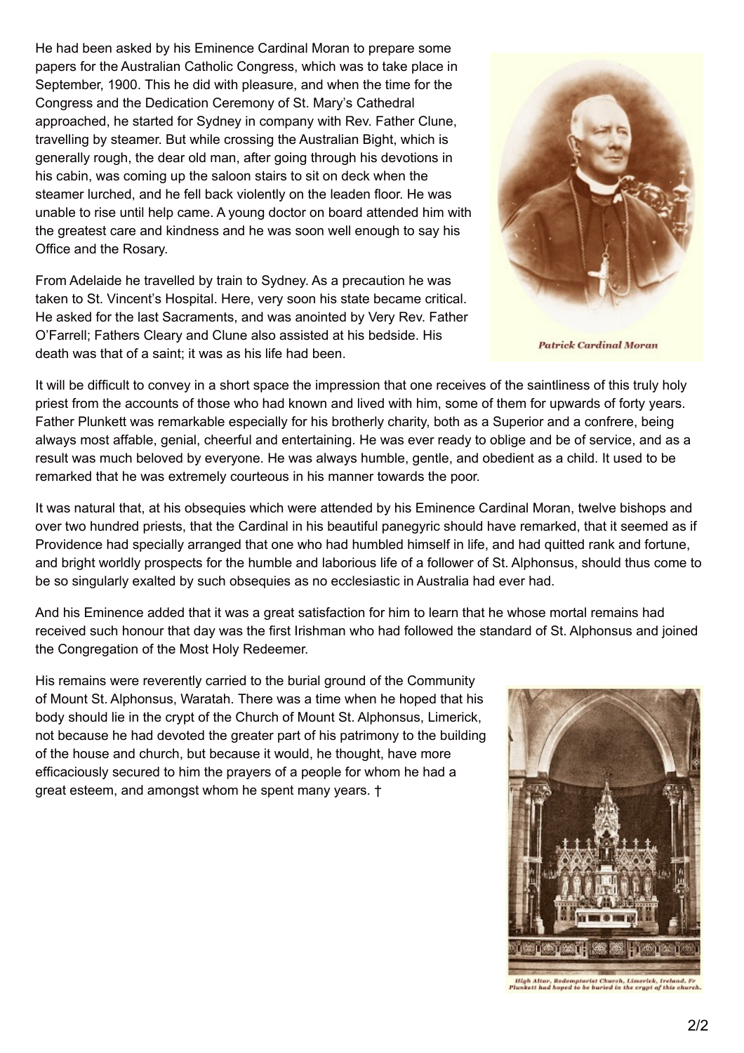He had been asked by his Eminence Cardinal Moran to prepare some papers for the Australian Catholic Congress, which was to take place in September, 1900. This he did with pleasure, and when the time for the Congress and the Dedication Ceremony of St. Mary's Cathedral approached, he started for Sydney in company with Rev. Father Clune, travelling by steamer. But while crossing the Australian Bight, which is generally rough, the dear old man, after going through his devotions in his cabin, was coming up the saloon stairs to sit on deck when the steamer lurched, and he fell back violently on the leaden floor. He was unable to rise until help came. A young doctor on board attended him with the greatest care and kindness and he was soon well enough to say his Office and the Rosary.

From Adelaide he travelled by train to Sydney. As a precaution he was taken to St. Vincent's Hospital. Here, very soon his state became critical. He asked for the last Sacraments, and was anointed by Very Rev. Father O'Farrell; Fathers Cleary and Clune also assisted at his bedside. His death was that of a saint; it was as his life had been.

*Patrick Cardinal Moran*

It will be difficult to convey in a short space the impression that one receives of the saintliness of this truly holy priest from the accounts of those who had known and lived with him, some of them for upwards of forty years. Father Plunkett was remarkable especially for his brotherly charity, both as a Superior and a confrere, being always most affable, genial, cheerful and entertaining. He was ever ready to oblige and be of service, and as a result was much beloved by everyone. He was always humble, gentle, and obedient as a child. It used to be remarked that he was extremely courteous in his manner towards the poor.

It was natural that, at his obsequies which were attended by his Eminence Cardinal Moran, twelve bishops and over two hundred priests, that the Cardinal in his beautiful panegyric should have remarked, that it seemed as if Providence had specially arranged that one who had humbled himself in life, and had quitted rank and fortune, and bright worldly prospects for the humble and laborious life of a follower of St. Alphonsus, should thus come to be so singularly exalted by such obsequies as no ecclesiastic in Australia had ever had.

And his Eminence added that it was a great satisfaction for him to learn that he whose mortal remains had received such honour that day was the first Irishman who had followed the standard of St. Alphonsus and joined the Congregation of the Most Holy Redeemer.

His remains were reverently carried to the burial ground of the Community of Mount St. Alphonsus, Waratah. There was a time when he hoped that his body should lie in the crypt of the Church of Mount St. Alphonsus, Limerick, not because he had devoted the greater part of his patrimony to the building of the house and church, but because it would, he thought, have more efficaciously secured to him the prayers of a people for whom he had a great esteem, and amongst whom he spent many years. †

*High Altar, Redemptorist Church, Limerick, Ireland. Fr Plunkett had hoped to be buried in the crypt of this church.*